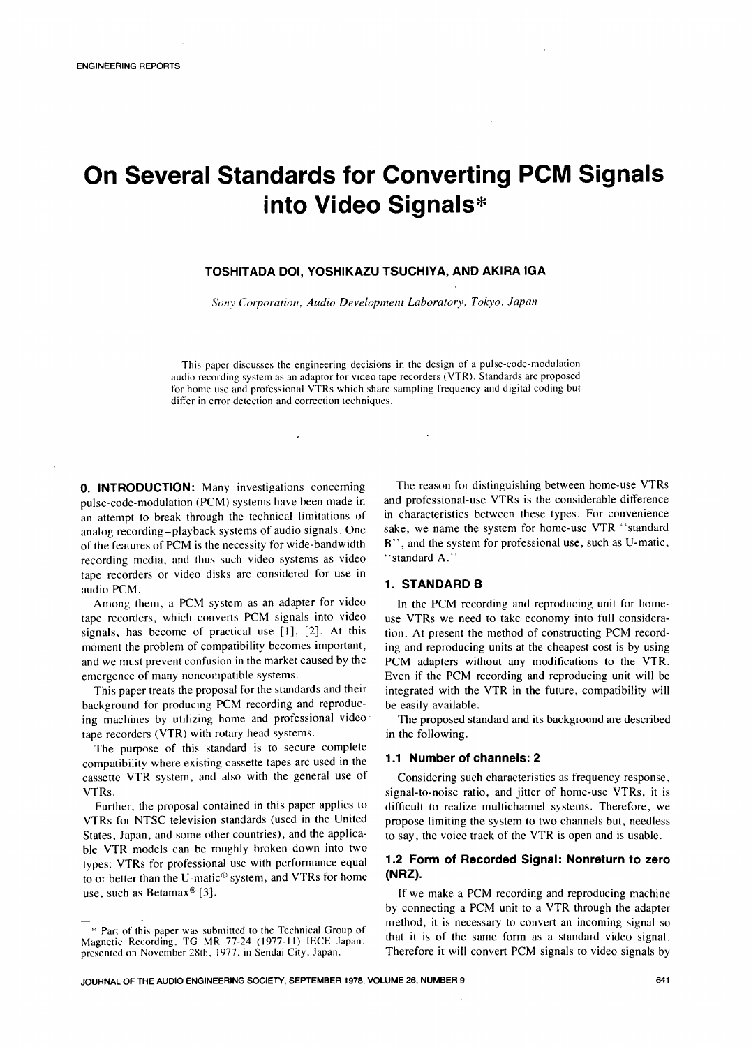# On Several Standards for Converting PCM Signals into Video Signals*

**TOSHITADA DOI, YOSHIKAZU TSUCHIYA, AND AKIRA IGA**

*Sony Corporation, Audio Development Laboratory, Tokyo, Japan*

This paper discusses the engineering decisions in the design of a pulse-code-modulation audio recording system as an adaptor for video tape recorders (VTR). Standards are proposed for home use and professional VTRs which share sampling frequency and digital coding but differ in error detection and correction techniques.

**0. INTRODUCTION:** Many investigations concerning pulse-code-modulation (PCM) systems have been made in an attempt to break through the technical limitations of analog recording–playback systems of audio signals. One of the features of PCM is the necessity for wide-bandwidth recording media, and thus such video systems as video tape recorders or video disks are considered for use in audio PCM.

Among them, a PCM system as an adapter for video tape recorders, which converts PCM signals into video signals, has become of practical use [1], [2]. At this moment the problem of compatibility becomes important, and we must prevent confusion in the market caused by the emergence of many noncompatible systems.

This paper treats the proposal for the standards and their background for producing PCM recording and reproducing machines by utilizing home and professional video tape recorders (VTR) with rotary head systems.

The purpose of this standard is to secure complete compatibility where existing cassette tapes are used in the cassette VTR system, and also with the general use of VTRs.

Further, the proposal contained in this paper applies to VTRs for NTSC television standards (used in the United States, Japan, and some other countries), and the applicable VTR models can be roughly broken down into two types: VTRs for professional use with performance equal to or better than the U-matic® system, and VTRs for home use, such as Betamax® [3].

The reason for distinguishing between home-use VTRs and professional-use VTRs is the considerable difference in characteristics between these types. For convenience sake, we name the system for home-use VTR "standard B", and the system for professional use, such as U-matic, "standard A."

## 1. STANDARD B

In the PCM recording and reproducing unit for home-use VTRs we need to take economy into full consideration. At present the method of constructing PCM recording and reproducing units at the cheapest cost is by using PCM adapters without any modifications to the VTR. Even if the PCM recording and reproducing unit will be integrated with the VTR in the future, compatibility will be easily available.

The proposed standard and its background are described in the following.

### 1.1 Number of channels: 2

Considering such characteristics as frequency response, signal-to-noise ratio, and jitter of home-use VTRs, it is difficult to realize multichannel systems. Therefore, we propose limiting the system to two channels but, needless to say, the voice track of the VTR is open and is usable.

### 1.2 Form of Recorded Signal: Nonreturn to zero (NRZ).

If we make a PCM recording and reproducing machine by connecting a PCM unit to a VTR through the adapter method, it is necessary to convert an incoming signal so that it is of the same form as a standard video signal. Therefore it will convert PCM signals to video signals by

---

* Part of this paper was submitted to the Technical Group of Magnetic Recording, TG MR 77-24 (1977-11) IECE Japan, presented on November 28th, 1977, in Sendai City, Japan.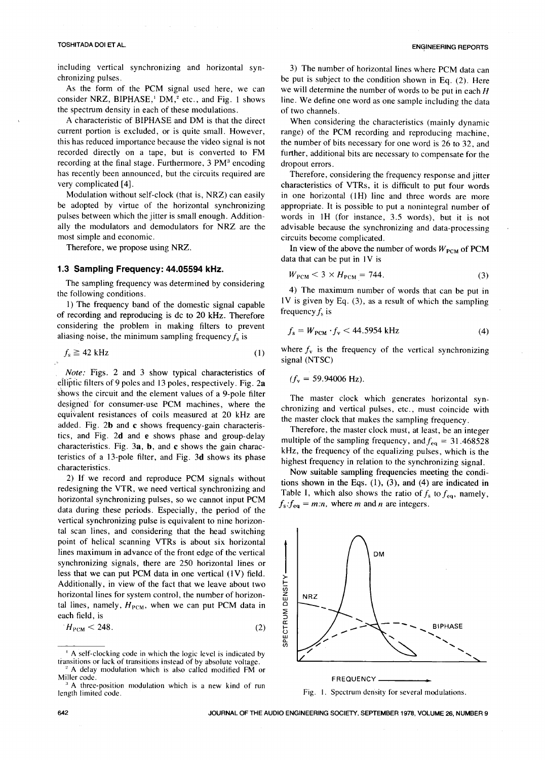including vertical synchronizing and horizontal synchronizing pulses.

As the form of the PCM signal used here, we can consider NRZ, BIPHASE,[1] DM,[2] etc., and Fig. 1 shows the spectrum density in each of these modulations.

A characteristic of BIPHASE and DM is that the direct current portion is excluded, or is quite small. However, this has reduced importance because the video signal is not recorded directly on a tape, but is converted to FM recording at the final stage. Furthermore, 3 PM[3] encoding has recently been announced, but the circuits required are very complicated [4].

Modulation without self-clock (that is, NRZ) can easily be adopted by virtue of the horizontal synchronizing pulses between which the jitter is small enough. Additionally the modulators and demodulators for NRZ are the most simple and economic.

Therefore, we propose using NRZ.

### 1.3 Sampling Frequency: 44.05594 kHz.

The sampling frequency was determined by considering the following conditions.

1) The frequency band of the domestic signal capable of recording and reproducing is dc to 20 kHz. Therefore considering the problem in making filters to prevent aliasing noise, the minimum sampling frequency $f_s$ is

$$f_s \geqq 42 \text{ kHz} \tag{1}$$

*Note:* Figs. 2 and 3 show typical characteristics of elliptic filters of 9 poles and 13 poles, respectively. Fig. 2**a** shows the circuit and the element values of a 9-pole filter designed for consumer-use PCM machines, where the equivalent resistances of coils measured at 20 kHz are added. Fig. 2**b** and **c** shows frequency-gain characteristics, and Fig. 2**d** and **e** shows phase and group-delay characteristics. Fig. 3**a**, **b**, and **c** shows the gain characteristics of a 13-pole filter, and Fig. 3**d** shows its phase characteristics.

2) If we record and reproduce PCM signals without redesigning the VTR, we need vertical synchronizing and horizontal synchronizing pulses, so we cannot input PCM data during these periods. Especially, the period of the vertical synchronizing pulse is equivalent to nine horizontal scan lines, and considering that the head switching point of helical scanning VTRs is about six horizontal lines maximum in advance of the front edge of the vertical synchronizing signals, there are 250 horizontal lines or less that we can put PCM data in one vertical (1V) field. Additionally, in view of the fact that we leave about two horizontal lines for system control, the number of horizontal lines, namely, $H_{PCM}$, when we can put PCM data in each field, is

$$H_{PCM} < 248. \tag{2}$$

3) The number of horizontal lines where PCM data can be put is subject to the condition shown in Eq. (2). Here we will determine the number of words to be put in each $H$ line. We define one word as one sample including the data of two channels.

When considering the characteristics (mainly dynamic range) of the PCM recording and reproducing machine, the number of bits necessary for one word is 26 to 32, and further, additional bits are necessary to compensate for the dropout errors.

Therefore, considering the frequency response and jitter characteristics of VTRs, it is difficult to put four words in one horizontal (1H) line and three words are more appropriate. It is possible to put a nonintegral number of words in 1H (for instance, 3.5 words), but it is not advisable because the synchronizing and data-processing circuits become complicated.

In view of the above the number of words $W_{PCM}$ of PCM data that can be put in 1V is

$$W_{PCM} < 3 \times H_{PCM} = 744. \tag{3}$$

4) The maximum number of words that can be put in 1V is given by Eq. (3), as a result of which the sampling frequency $f_s$ is

$$f_s = W_{PCM} \cdot f_v < 44.5954 \text{ kHz} \tag{4}$$

where $f_v$ is the frequency of the vertical synchronizing signal (NTSC)

$$(f_v = 59.94006 \text{ Hz}).$$

The master clock which generates horizontal synchronizing and vertical pulses, etc., must coincide with the master clock that makes the sampling frequency.

Therefore, the master clock must, at least, be an integer multiple of the sampling frequency, and $f_{eq} = 31.468528$ kHz, the frequency of the equalizing pulses, which is the highest frequency in relation to the synchronizing signal.

Now suitable sampling frequencies meeting the conditions shown in the Eqs. (1), (3), and (4) are indicated in Table 1, which also shows the ratio of $f_s$ to $f_{eq}$, namely, $f_s$:$f_{eq} = m$:$n$, where $m$ and $n$ are integers.

Fig. 1. Spectrum density for several modulations.

[1] A self-clocking code in which the logic level is indicated by transitions or lack of transitions instead of by absolute voltage.

[2] A delay modulation which is also called modified FM or Miller code.

[3] A three-position modulation which is a new kind of run length limited code.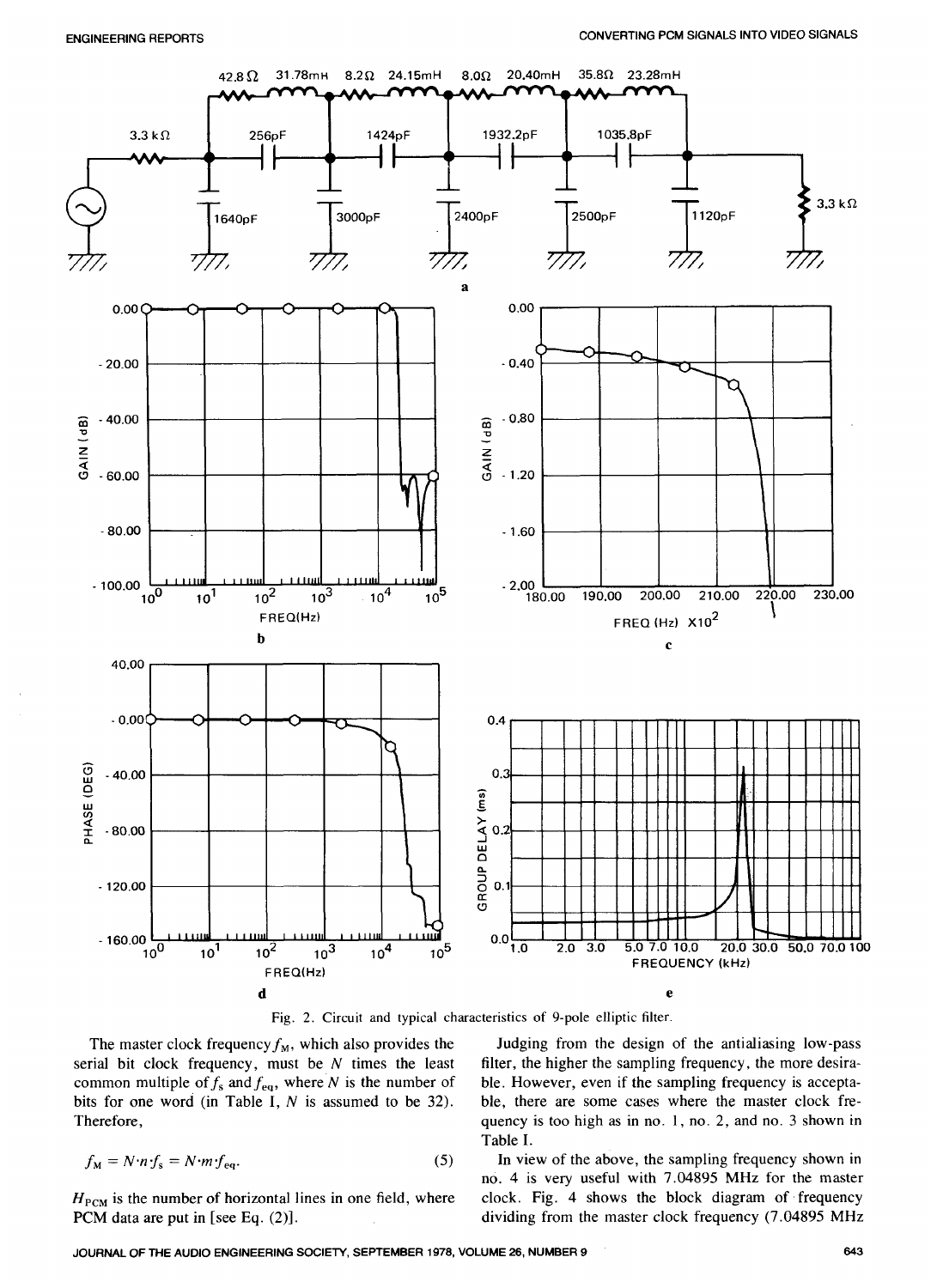Fig. 2. Circuit and typical characteristics of 9-pole elliptic filter.

The master clock frequency $f_M$, which also provides the serial bit clock frequency, must be $N$ times the least common multiple of $f_s$ and $f_{eq}$, where $N$ is the number of bits for one word (in Table I, $N$ is assumed to be 32). Therefore,

$$f_M = N \cdot n \cdot f_s = N \cdot m \cdot f_{eq}. \quad (5)$$

$H_{PCM}$ is the number of horizontal lines in one field, where PCM data are put in [see Eq. (2)].

Judging from the design of the antialiasing low-pass filter, the higher the sampling frequency, the more desirable. However, even if the sampling frequency is acceptable, there are some cases where the master clock frequency is too high as in no. 1, no. 2, and no. 3 shown in Table I.

In view of the above, the sampling frequency shown in no. 4 is very useful with 7.04895 MHz for the master clock. Fig. 4 shows the block diagram of frequency dividing from the master clock frequency (7.04895 MHz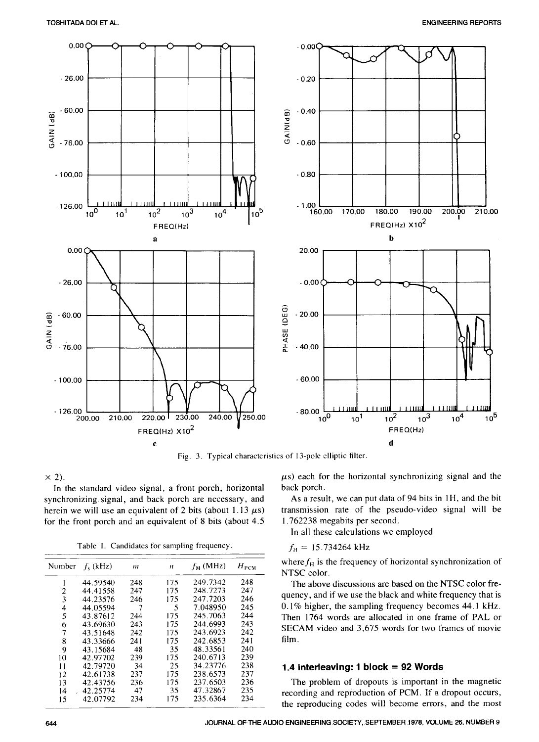Fig. 3. Typical characteristics of 13-pole elliptic filter.

× 2).

In the standard video signal, a front porch, horizontal synchronizing signal, and back porch are necessary, and herein we will use an equivalent of 2 bits (about 1.13 μs) for the front porch and an equivalent of 8 bits (about 4.5 μs) each for the horizontal synchronizing signal and the back porch.

As a result, we can put data of 94 bits in 1H, and the bit transmission rate of the pseudo-video signal will be 1.762238 megabits per second.

In all these calculations we employed

$$f_H = 15.734264 \text{ kHz}$$

where $f_H$ is the frequency of horizontal synchronization of NTSC color.

The above discussions are based on the NTSC color frequency, and if we use the black and white frequency that is 0.1% higher, the sampling frequency becomes 44.1 kHz. Then 1764 words are allocated in one frame of PAL or SECAM video and 3,675 words for two frames of movie film.

Table 1. Candidates for sampling frequency.

| Number | $f_s$ (kHz) | $m$ | $n$ | $f_M$ (MHz) | $H_{PCM}$ |
|---|---|---|---|---|---|
| 1 | 44.59540 | 248 | 175 | 249.7342 | 248 |
| 2 | 44.41558 | 247 | 175 | 248.7273 | 247 |
| 3 | 44.23576 | 246 | 175 | 247.7203 | 246 |
| 4 | 44.05594 | 7 | 5 | 7.048950 | 245 |
| 5 | 43.87612 | 244 | 175 | 245.7063 | 244 |
| 6 | 43.69630 | 243 | 175 | 244.6993 | 243 |
| 7 | 43.51648 | 242 | 175 | 243.6923 | 242 |
| 8 | 43.33666 | 241 | 175 | 242.6853 | 241 |
| 9 | 43.15684 | 48 | 35 | 48.33561 | 240 |
| 10 | 42.97702 | 239 | 175 | 240.6713 | 239 |
| 11 | 42.79720 | 34 | 25 | 34.23776 | 238 |
| 12 | 42.61738 | 237 | 175 | 238.6573 | 237 |
| 13 | 42.43756 | 236 | 175 | 237.6503 | 236 |
| 14 | 42.25774 | 47 | 35 | 47.32867 | 235 |
| 15 | 42.07792 | 234 | 175 | 235.6364 | 234 |

### 1.4 Interleaving: 1 block = 92 Words

The problem of dropouts is important in the magnetic recording and reproduction of PCM. If a dropout occurs, the reproducing codes will become errors, and the most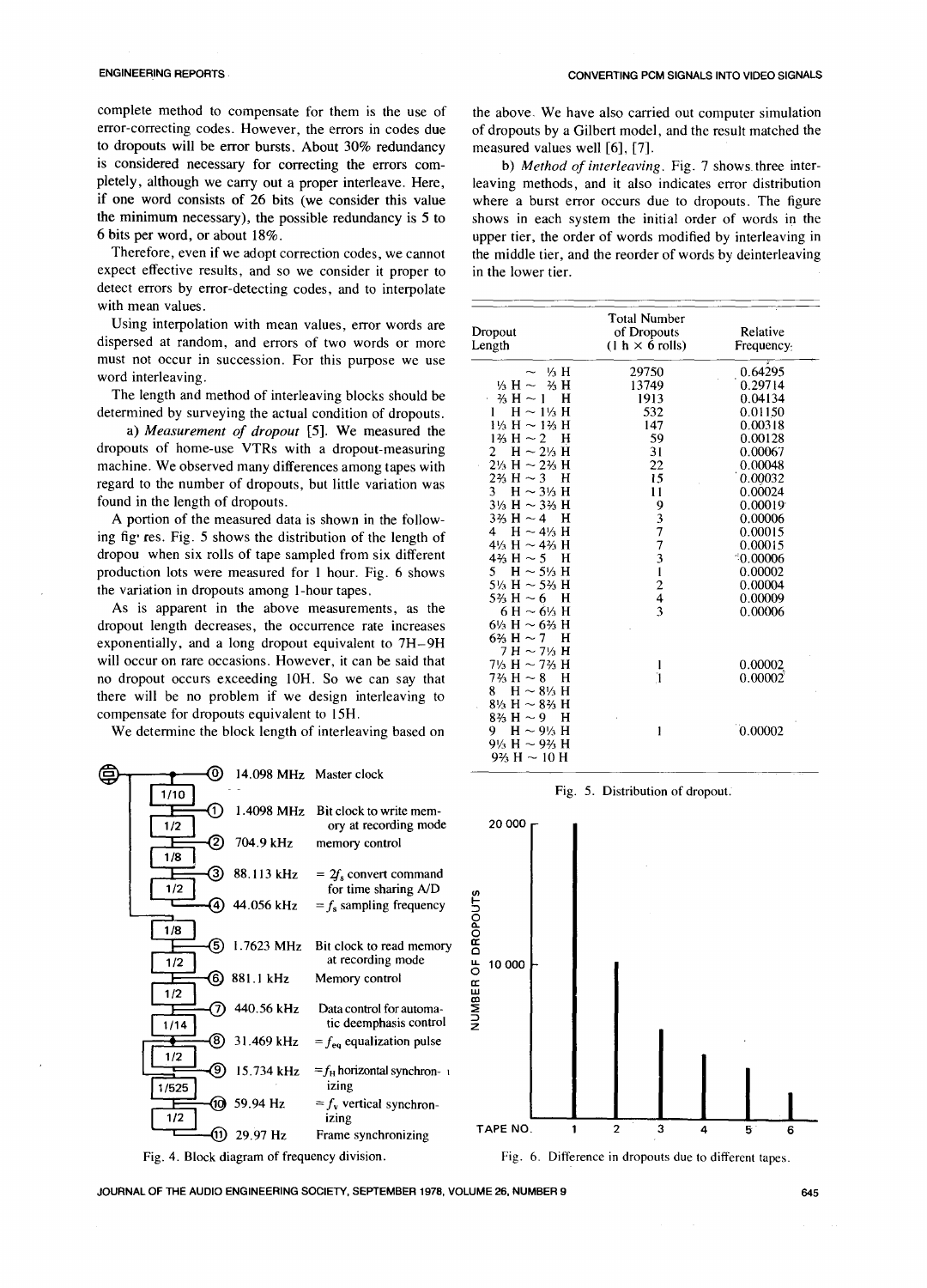complete method to compensate for them is the use of error-correcting codes. However, the errors in codes due to dropouts will be error bursts. About 30% redundancy is considered necessary for correcting the errors completely, although we carry out a proper interleave. Here, if one word consists of 26 bits (we consider this value the minimum necessary), the possible redundancy is 5 to 6 bits per word, or about 18%.

Therefore, even if we adopt correction codes, we cannot expect effective results, and so we consider it proper to detect errors by error-detecting codes, and to interpolate with mean values.

Using interpolation with mean values, error words are dispersed at random, and errors of two words or more must not occur in succession. For this purpose we use word interleaving.

The length and method of interleaving blocks should be determined by surveying the actual condition of dropouts.

a) *Measurement of dropout* [5]. We measured the dropouts of home-use VTRs with a dropout-measuring machine. We observed many differences among tapes with regard to the number of dropouts, but little variation was found in the length of dropouts.

A portion of the measured data is shown in the following fig res. Fig. 5 shows the distribution of the length of dropou when six rolls of tape sampled from six different production lots were measured for 1 hour. Fig. 6 shows the variation in dropouts among 1-hour tapes.

As is apparent in the above measurements, as the dropout length decreases, the occurrence rate increases exponentially, and a long dropout equivalent to 7H–9H will occur on rare occasions. However, it can be said that no dropout occurs exceeding 10H. So we can say that there will be no problem if we design interleaving to compensate for dropouts equivalent to 15H.

We determine the block length of interleaving based on the above. We have also carried out computer simulation of dropouts by a Gilbert model, and the result matched the measured values well [6], [7].

b) *Method of interleaving*. Fig. 7 shows three interleaving methods, and it also indicates error distribution where a burst error occurs due to dropouts. The figure shows in each system the initial order of words in the upper tier, the order of words modified by interleaving in the middle tier, and the reorder of words by deinterleaving in the lower tier.

| Dropout Length | Total Number of Dropouts (1 h × 6 rolls) | Relative Frequency |
|---|---|---|
| ~ ⅓ H | 29750 | 0.64295 |
| ⅓ H ~ ⅔ H | 13749 | 0.29714 |
| ⅔ H ~ 1 H | 1913 | 0.04134 |
| 1 H ~ 1⅓ H | 532 | 0.01150 |
| 1⅓ H ~ 1⅔ H | 147 | 0.00318 |
| 1⅔ H ~ 2 H | 59 | 0.00128 |
| 2 H ~ 2⅓ H | 31 | 0.00067 |
| 2⅓ H ~ 2⅔ H | 22 | 0.00048 |
| 2⅔ H ~ 3 H | 15 | 0.00032 |
| 3 H ~ 3⅓ H | 11 | 0.00024 |
| 3⅓ H ~ 3⅔ H | 9 | 0.00019 |
| 3⅔ H ~ 4 H | 3 | 0.00006 |
| 4 H ~ 4⅓ H | 7 | 0.00015 |
| 4⅓ H ~ 4⅔ H | 7 | 0.00015 |
| 4⅔ H ~ 5 H | 3 | 0.00006 |
| 5 H ~ 5⅓ H | 1 | 0.00002 |
| 5⅓ H ~ 5⅔ H | 2 | 0.00004 |
| 5⅔ H ~ 6 H | 4 | 0.00009 |
| 6 H ~ 6⅓ H | 3 | 0.00006 |
| 6⅓ H ~ 6⅔ H | | |
| 6⅔ H ~ 7 H | | |
| 7 H ~ 7⅓ H | | |
| 7⅓ H ~ 7⅔ H | 1 | 0.00002 |
| 7⅔ H ~ 8 H | 1 | 0.00002 |
| 8 H ~ 8⅓ H | | |
| 8⅓ H ~ 8⅔ H | | |
| 8⅔ H ~ 9 H | | |
| 9 H ~ 9⅓ H | 1 | 0.00002 |
| 9⅓ H ~ 9⅔ H | | |
| 9⅔ H ~ 10 H | | |

Fig. 5. Distribution of dropout.

| Output | Frequency | Function |
|---|---|---|
| ⓪ | 14.098 MHz | Master clock |
| ① (÷10) | 1.4098 MHz | Bit clock to write memory at recording mode |
| ② (÷2) | 704.9 kHz | memory control |
| ③ (÷8) | 88.113 kHz | $= 2f_s$ convert command for time sharing A/D |
| ④ (÷2) | 44.056 kHz | $= f_s$ sampling frequency |
| ⑤ (÷8) | 1.7623 MHz | Bit clock to read memory at recording mode |
| ⑥ (÷2) | 881.1 kHz | Memory control |
| ⑦ (÷2) | 440.56 kHz | Data control for automatic deemphasis control |
| ⑧ (÷14) | 31.469 kHz | $= f_{eq}$ equalization pulse |
| ⑨ (÷2) | 15.734 kHz | $= f_H$ horizontal synchronizing |
| ⑩ (÷525) | 59.94 Hz | $= f_V$ vertical synchronizing |
| ⑪ (÷2) | 29.97 Hz | Frame synchronizing |

Fig. 4. Block diagram of frequency division.

Fig. 6. Difference in dropouts due to different tapes.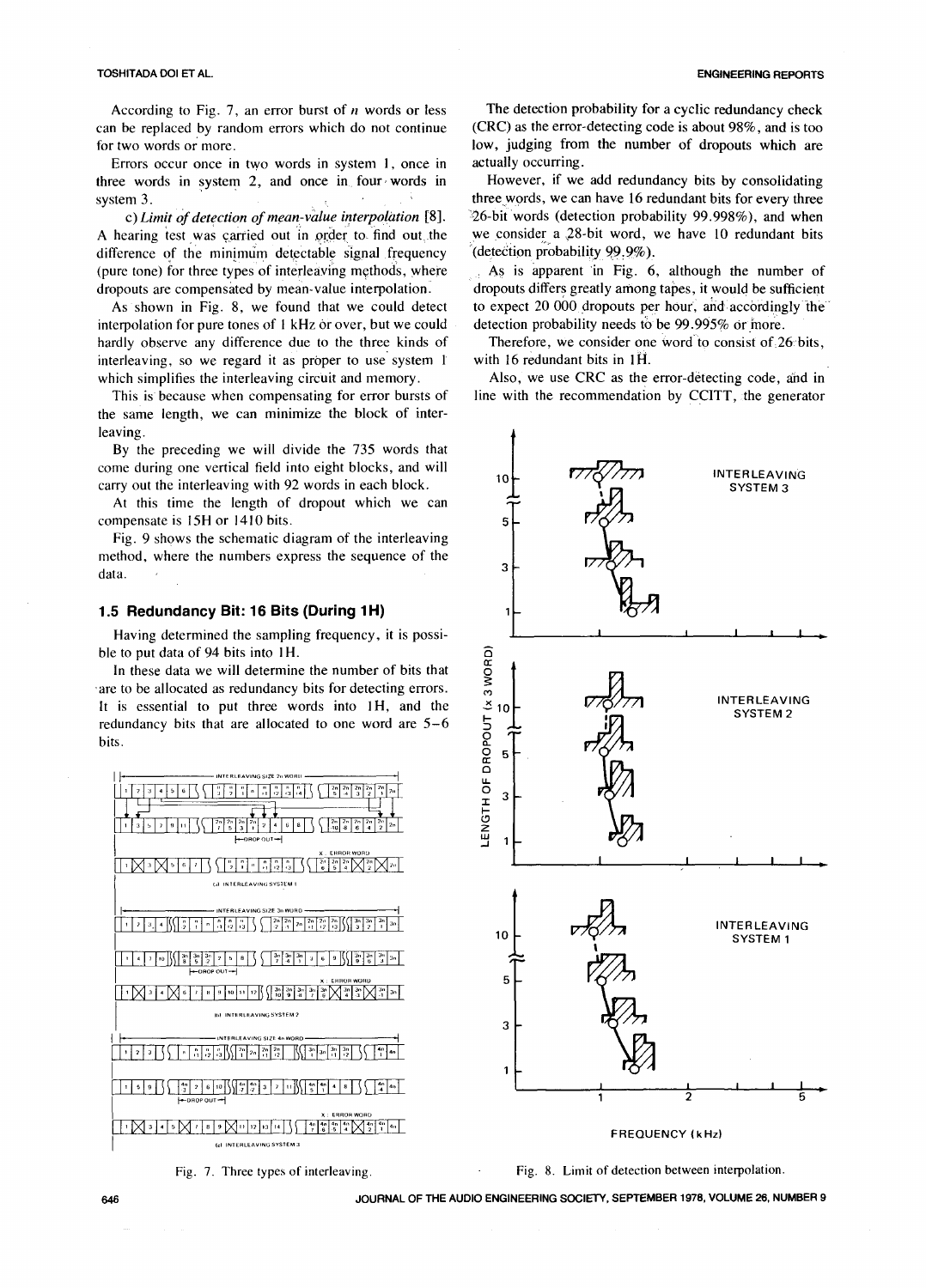According to Fig. 7, an error burst of $n$ words or less can be replaced by random errors which do not continue for two words or more.

Errors occur once in two words in system 1, once in three words in system 2, and once in four words in system 3.

c) *Limit of detection of mean-value interpolation* [8]. A hearing test was carried out in order to find out the difference of the minimum detectable signal frequency (pure tone) for three types of interleaving methods, where dropouts are compensated by mean-value interpolation.

As shown in Fig. 8, we found that we could detect interpolation for pure tones of 1 kHz or over, but we could hardly observe any difference due to the three kinds of interleaving, so we regard it as proper to use system 1 which simplifies the interleaving circuit and memory.

This is because when compensating for error bursts of the same length, we can minimize the block of interleaving.

By the preceding we will divide the 735 words that come during one vertical field into eight blocks, and will carry out the interleaving with 92 words in each block.

At this time the length of dropout which we can compensate is 15H or 1410 bits.

Fig. 9 shows the schematic diagram of the interleaving method, where the numbers express the sequence of the data.

### 1.5 Redundancy Bit: 16 Bits (During 1H)

Having determined the sampling frequency, it is possible to put data of 94 bits into 1H.

In these data we will determine the number of bits that are to be allocated as redundancy bits for detecting errors. It is essential to put three words into 1H, and the redundancy bits that are allocated to one word are 5–6 bits.

Fig. 7. Three types of interleaving.

The detection probability for a cyclic redundancy check (CRC) as the error-detecting code is about 98%, and is too low, judging from the number of dropouts which are actually occurring.

However, if we add redundancy bits by consolidating three words, we can have 16 redundant bits for every three 26-bit words (detection probability 99.998%), and when we consider a 28-bit word, we have 10 redundant bits (detection probability 99.9%).

As is apparent in Fig. 6, although the number of dropouts differs greatly among tapes, it would be sufficient to expect 20 000 dropouts per hour, and accordingly the detection probability needs to be 99.995% or more.

Therefore, we consider one word to consist of 26 bits, with 16 redundant bits in 1H.

Also, we use CRC as the error-detecting code, and in line with the recommendation by CCITT, the generator

Fig. 8. Limit of detection between interpolation.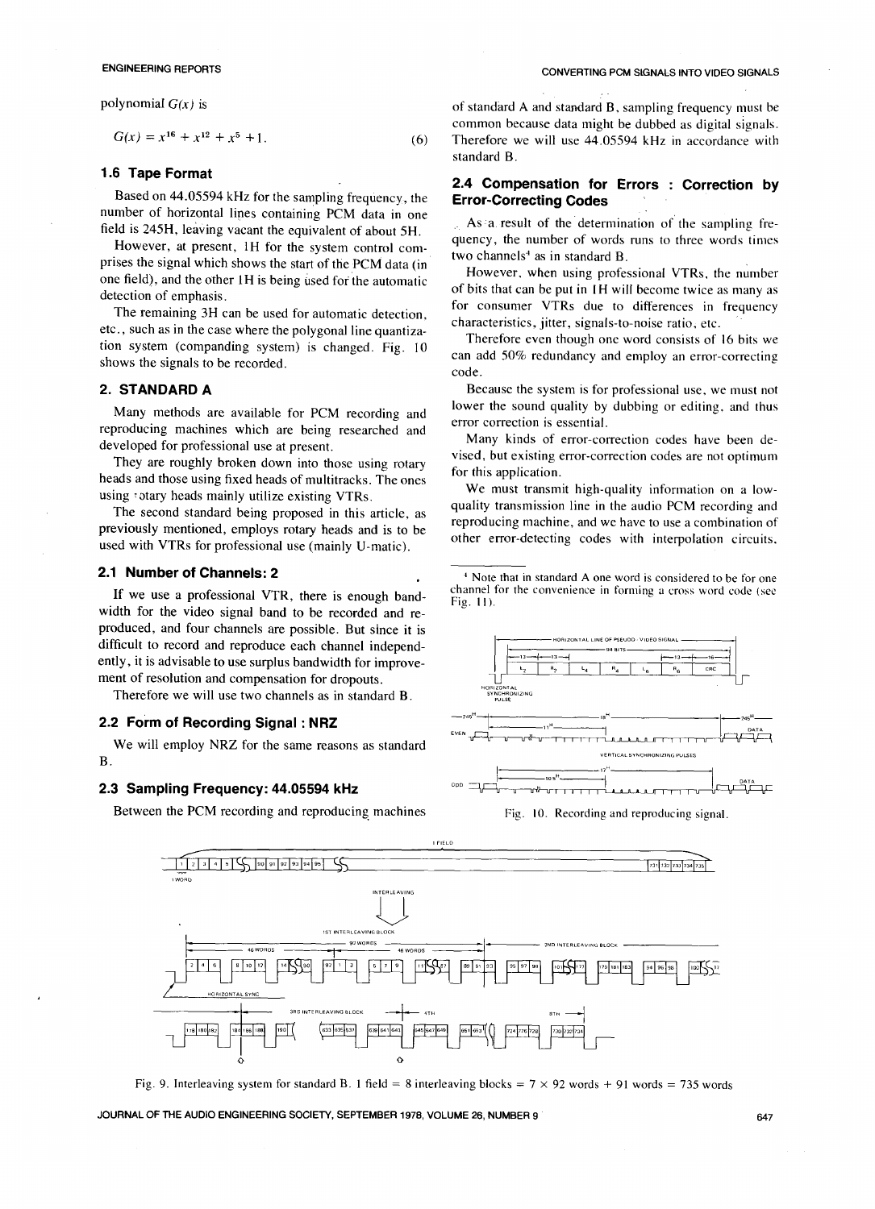polynomial $G(x)$ is

$$G(x) = x^{16} + x^{12} + x^5 + 1. \tag{6}$$

### 1.6 Tape Format

Based on 44.05594 kHz for the sampling frequency, the number of horizontal lines containing PCM data in one field is 245H, leaving vacant the equivalent of about 5H.

However, at present, 1H for the system control comprises the signal which shows the start of the PCM data (in one field), and the other 1H is being used for the automatic detection of emphasis.

The remaining 3H can be used for automatic detection, etc., such as in the case where the polygonal line quantization system (companding system) is changed. Fig. 10 shows the signals to be recorded.

## 2. STANDARD A

Many methods are available for PCM recording and reproducing machines which are being researched and developed for professional use at present.

They are roughly broken down into those using rotary heads and those using fixed heads of multitracks. The ones using rotary heads mainly utilize existing VTRs.

The second standard being proposed in this article, as previously mentioned, employs rotary heads and is to be used with VTRs for professional use (mainly U-matic).

### 2.1 Number of Channels: 2

If we use a professional VTR, there is enough bandwidth for the video signal band to be recorded and reproduced, and four channels are possible. But since it is difficult to record and reproduce each channel independently, it is advisable to use surplus bandwidth for improvement of resolution and compensation for dropouts.

Therefore we will use two channels as in standard B.

### 2.2 Form of Recording Signal : NRZ

We will employ NRZ for the same reasons as standard B.

### 2.3 Sampling Frequency: 44.05594 kHz

Between the PCM recording and reproducing machines of standard A and standard B, sampling frequency must be common because data might be dubbed as digital signals. Therefore we will use 44.05594 kHz in accordance with standard B.

### 2.4 Compensation for Errors : Correction by Error-Correcting Codes

As a result of the determination of the sampling frequency, the number of words runs to three words times two channels[4] as in standard B.

However, when using professional VTRs, the number of bits that can be put in 1H will become twice as many as for consumer VTRs due to differences in frequency characteristics, jitter, signals-to-noise ratio, etc.

Therefore even though one word consists of 16 bits we can add 50% redundancy and employ an error-correcting code.

Because the system is for professional use, we must not lower the sound quality by dubbing or editing, and thus error correction is essential.

Many kinds of error-correction codes have been devised, but existing error-correction codes are not optimum for this application.

We must transmit high-quality information on a low-quality transmission line in the audio PCM recording and reproducing machine, and we have to use a combination of other error-detecting codes with interpolation circuits,

[4] Note that in standard A one word is considered to be for one channel for the convenience in forming a cross word code (see Fig. 11).

Fig. 10. Recording and reproducing signal.

Fig. 9. Interleaving system for standard B. 1 field = 8 interleaving blocks = 7 × 92 words + 91 words = 735 words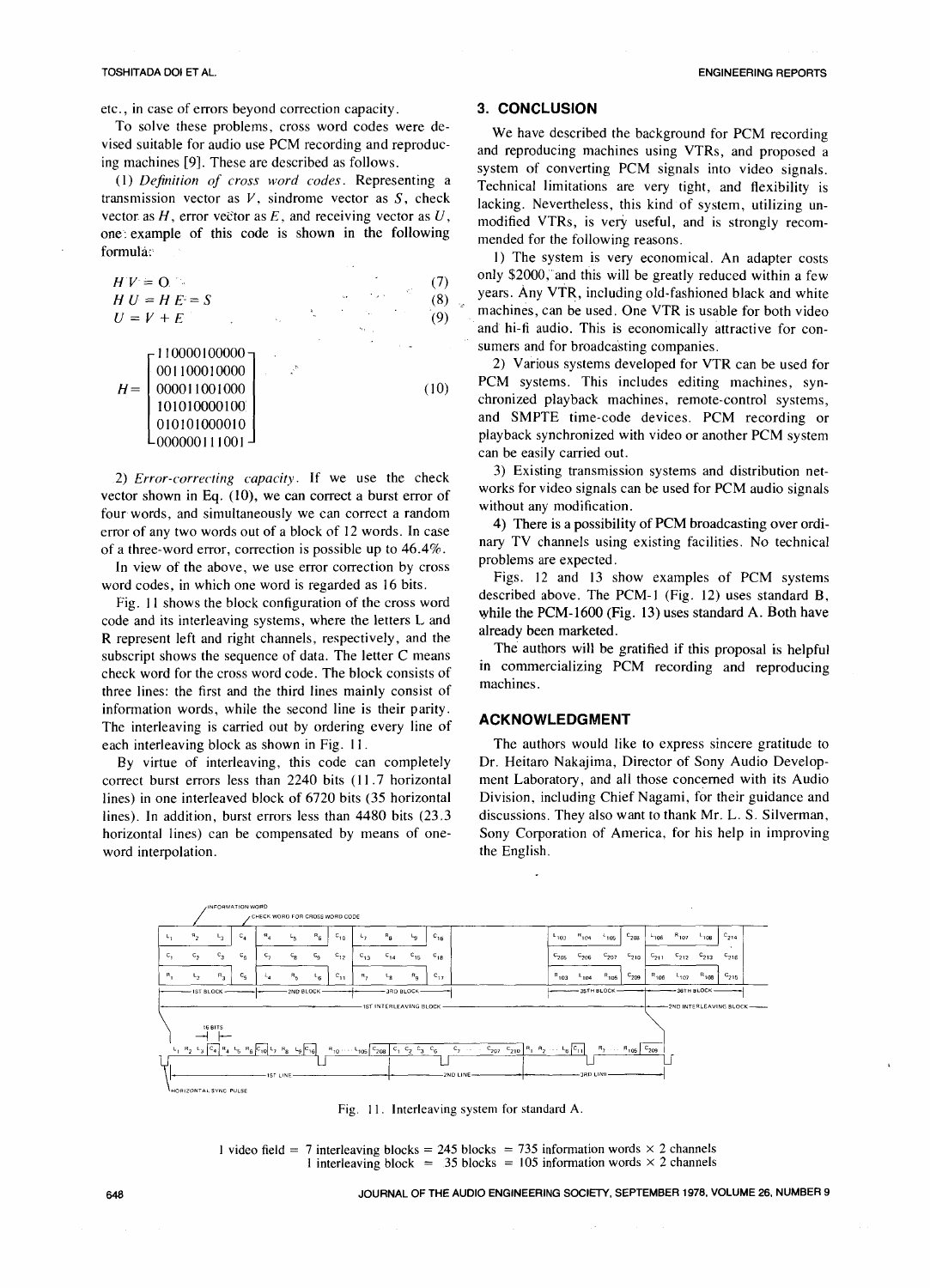etc., in case of errors beyond correction capacity.

To solve these problems, cross word codes were devised suitable for audio use PCM recording and reproducing machines [9]. These are described as follows.

(1) *Definition of cross word codes*. Representing a transmission vector as $V$, syndrome vector as $S$, check vector as $H$, error vector as $E$, and receiving vector as $U$, one example of this code is shown in the following formula:

$$HV = O \tag{7}$$

$$HU = HE = S \tag{8}$$

$$U = V + E \tag{9}$$

$$H = \begin{bmatrix} 110000100000 \\ 001100010000 \\ 000011001000 \\ 101010000100 \\ 010101000010 \\ 000000111001 \end{bmatrix} \tag{10}$$

2) *Error-correcting capacity*. If we use the check vector shown in Eq. (10), we can correct a burst error of four words, and simultaneously we can correct a random error of any two words out of a block of 12 words. In case of a three-word error, correction is possible up to 46.4%.

In view of the above, we use error correction by cross word codes, in which one word is regarded as 16 bits.

Fig. 11 shows the block configuration of the cross word code and its interleaving systems, where the letters L and R represent left and right channels, respectively, and the subscript shows the sequence of data. The letter C means check word for the cross word code. The block consists of three lines: the first and the third lines mainly consist of information words, while the second line is their parity. The interleaving is carried out by ordering every line of each interleaving block as shown in Fig. 11.

By virtue of interleaving, this code can completely correct burst errors less than 2240 bits (11.7 horizontal lines) in one interleaved block of 6720 bits (35 horizontal lines). In addition, burst errors less than 4480 bits (23.3 horizontal lines) can be compensated by means of one-word interpolation.

## 3. CONCLUSION

We have described the background for PCM recording and reproducing machines using VTRs, and proposed a system of converting PCM signals into video signals. Technical limitations are very tight, and flexibility is lacking. Nevertheless, this kind of system, utilizing unmodified VTRs, is very useful, and is strongly recommended for the following reasons.

1) The system is very economical. An adapter costs only $2000, and this will be greatly reduced within a few years. Any VTR, including old-fashioned black and white machines, can be used. One VTR is usable for both video and hi-fi audio. This is economically attractive for consumers and for broadcasting companies.

2) Various systems developed for VTR can be used for PCM systems. This includes editing machines, synchronized playback machines, remote-control systems, and SMPTE time-code devices. PCM recording or playback synchronized with video or another PCM system can be easily carried out.

3) Existing transmission systems and distribution networks for video signals can be used for PCM audio signals without any modification.

4) There is a possibility of PCM broadcasting over ordinary TV channels using existing facilities. No technical problems are expected.

Figs. 12 and 13 show examples of PCM systems described above. The PCM-1 (Fig. 12) uses standard B, while the PCM-1600 (Fig. 13) uses standard A. Both have already been marketed.

The authors will be gratified if this proposal is helpful in commercializing PCM recording and reproducing machines.

## ACKNOWLEDGMENT

The authors would like to express sincere gratitude to Dr. Heitaro Nakajima, Director of Sony Audio Development Laboratory, and all those concerned with its Audio Division, including Chief Nagami, for their guidance and discussions. They also want to thank Mr. L. S. Silverman, Sony Corporation of America, for his help in improving the English.

Fig. 11. Interleaving system for standard A.

1 video field = 7 interleaving blocks = 245 blocks = 735 information words × 2 channels
1 interleaving block = 35 blocks = 105 information words × 2 channels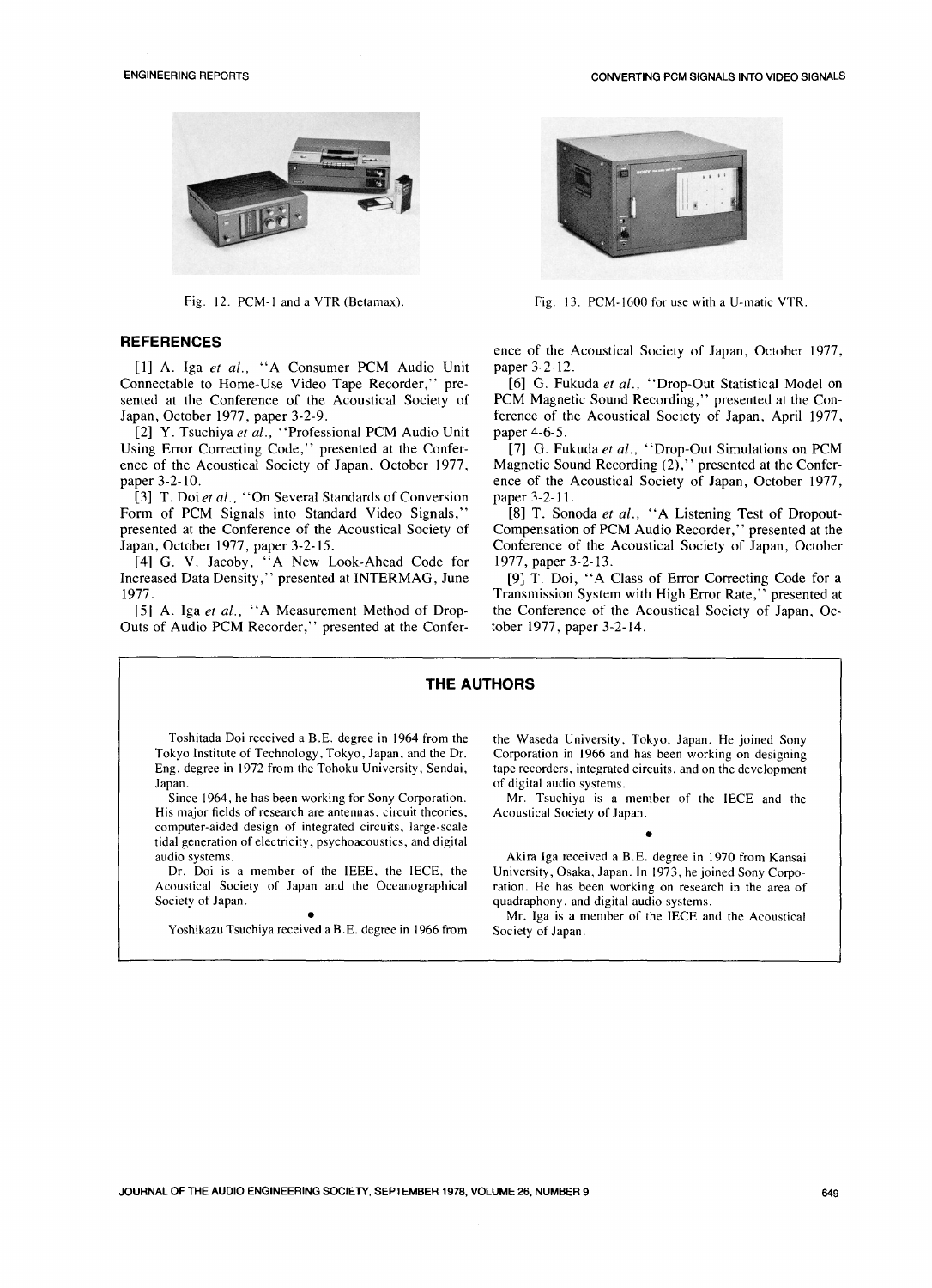Fig. 12. PCM-1 and a VTR (Betamax).

Fig. 13. PCM-1600 for use with a U-matic VTR.

## REFERENCES

[1] A. Iga *et al.*, "A Consumer PCM Audio Unit Connectable to Home-Use Video Tape Recorder," presented at the Conference of the Acoustical Society of Japan, October 1977, paper 3-2-9.

[2] Y. Tsuchiya *et al.*, "Professional PCM Audio Unit Using Error Correcting Code," presented at the Conference of the Acoustical Society of Japan, October 1977, paper 3-2-10.

[3] T. Doi *et al.*, "On Several Standards of Conversion Form of PCM Signals into Standard Video Signals," presented at the Conference of the Acoustical Society of Japan, October 1977, paper 3-2-15.

[4] G. V. Jacoby, "A New Look-Ahead Code for Increased Data Density," presented at INTERMAG, June 1977.

[5] A. Iga *et al.*, "A Measurement Method of Drop-Outs of Audio PCM Recorder," presented at the Conference of the Acoustical Society of Japan, October 1977, paper 3-2-12.

[6] G. Fukuda *et al.*, "Drop-Out Statistical Model on PCM Magnetic Sound Recording," presented at the Conference of the Acoustical Society of Japan, April 1977, paper 4-6-5.

[7] G. Fukuda *et al.*, "Drop-Out Simulations on PCM Magnetic Sound Recording (2)," presented at the Conference of the Acoustical Society of Japan, October 1977, paper 3-2-11.

[8] T. Sonoda *et al.*, "A Listening Test of Dropout-Compensation of PCM Audio Recorder," presented at the Conference of the Acoustical Society of Japan, October 1977, paper 3-2-13.

[9] T. Doi, "A Class of Error Correcting Code for a Transmission System with High Error Rate," presented at the Conference of the Acoustical Society of Japan, October 1977, paper 3-2-14.

## THE AUTHORS

Toshitada Doi received a B.E. degree in 1964 from the Tokyo Institute of Technology, Tokyo, Japan, and the Dr. Eng. degree in 1972 from the Tohoku University, Sendai, Japan.

Since 1964, he has been working for Sony Corporation. His major fields of research are antennas, circuit theories, computer-aided design of integrated circuits, large-scale tidal generation of electricity, psychoacoustics, and digital audio systems.

Dr. Doi is a member of the IEEE, the IECE, the Acoustical Society of Japan and the Oceanographical Society of Japan.

•

Yoshikazu Tsuchiya received a B.E. degree in 1966 from the Waseda University, Tokyo, Japan. He joined Sony Corporation in 1966 and has been working on designing tape recorders, integrated circuits, and on the development of digital audio systems.

Mr. Tsuchiya is a member of the IECE and the Acoustical Society of Japan.

•

Akira Iga received a B.E. degree in 1970 from Kansai University, Osaka, Japan. In 1973, he joined Sony Corporation. He has been working on research in the area of quadraphony, and digital audio systems.

Mr. Iga is a member of the IECE and the Acoustical Society of Japan.